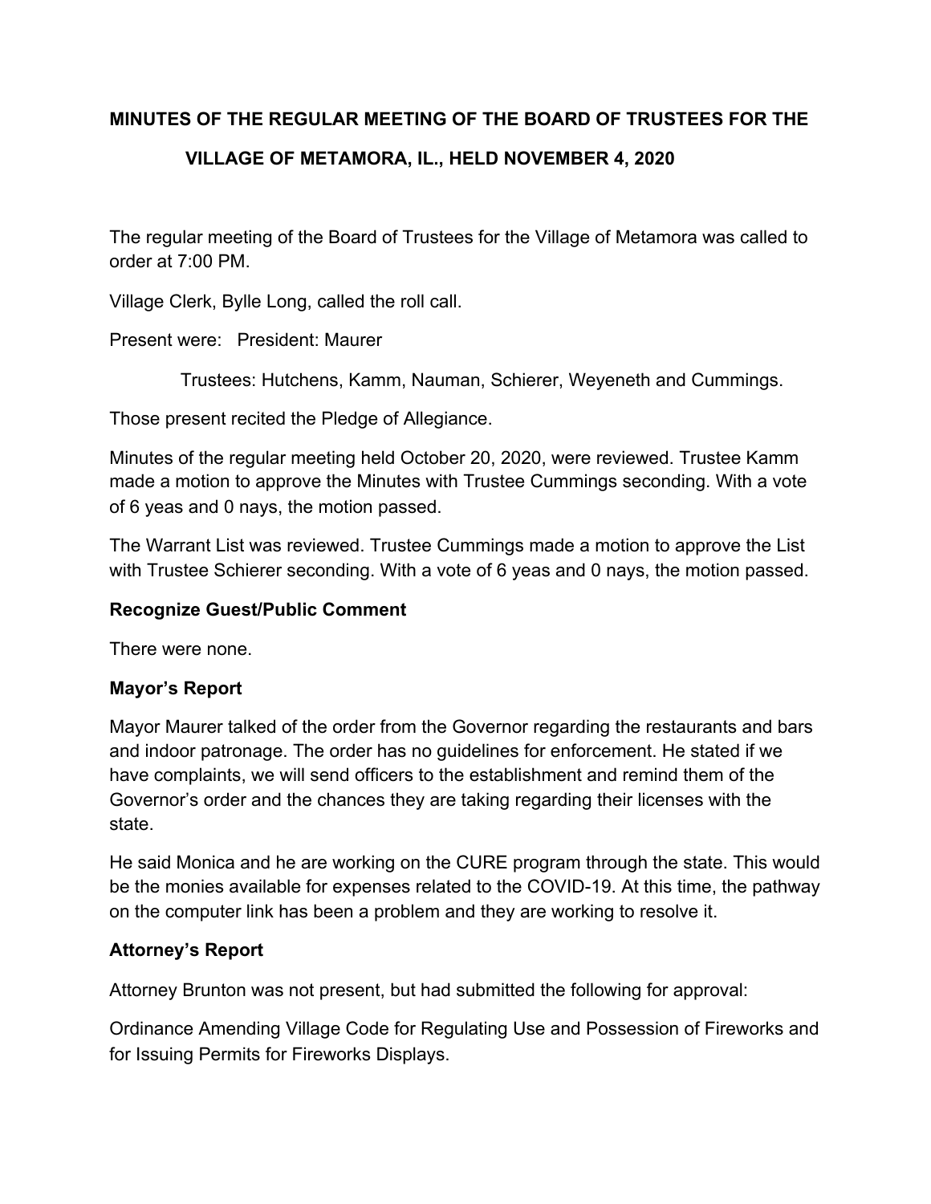**MINUTES OF THE REGULAR MEETING OF THE BOARD OF TRUSTEES FOR THE VILLAGE OF METAMORA, IL., HELD NOVEMBER 4, 2020**

The regular meeting of the Board of Trustees for the Village of Metamora was called to order at 7:00 PM.

Village Clerk, Bylle Long, called the roll call.

Present were: President: Maurer

Trustees: Hutchens, Kamm, Nauman, Schierer, Weyeneth and Cummings.

Those present recited the Pledge of Allegiance.

Minutes of the regular meeting held October 20, 2020, were reviewed. Trustee Kamm made a motion to approve the Minutes with Trustee Cummings seconding. With a vote of 6 yeas and 0 nays, the motion passed.

The Warrant List was reviewed. Trustee Cummings made a motion to approve the List with Trustee Schierer seconding. With a vote of 6 yeas and 0 nays, the motion passed.

**Recognize Guest/Public Comment**

There were none.

**Mayor's Report**

Mayor Maurer talked of the order from the Governor regarding the restaurants and bars and indoor patronage. The order has no guidelines for enforcement. He stated if we have complaints, we will send officers to the establishment and remind them of the Governor's order and the chances they are taking regarding their licenses with the state.

He said Monica and he are working on the CURE program through the state. This would be the monies available for expenses related to the COVID-19. At this time, the pathway on the computer link has been a problem and they are working to resolve it.

**Attorney's Report**

Attorney Brunton was not present, but had submitted the following for approval:

Ordinance Amending Village Code for Regulating Use and Possession of Fireworks and for Issuing Permits for Fireworks Displays.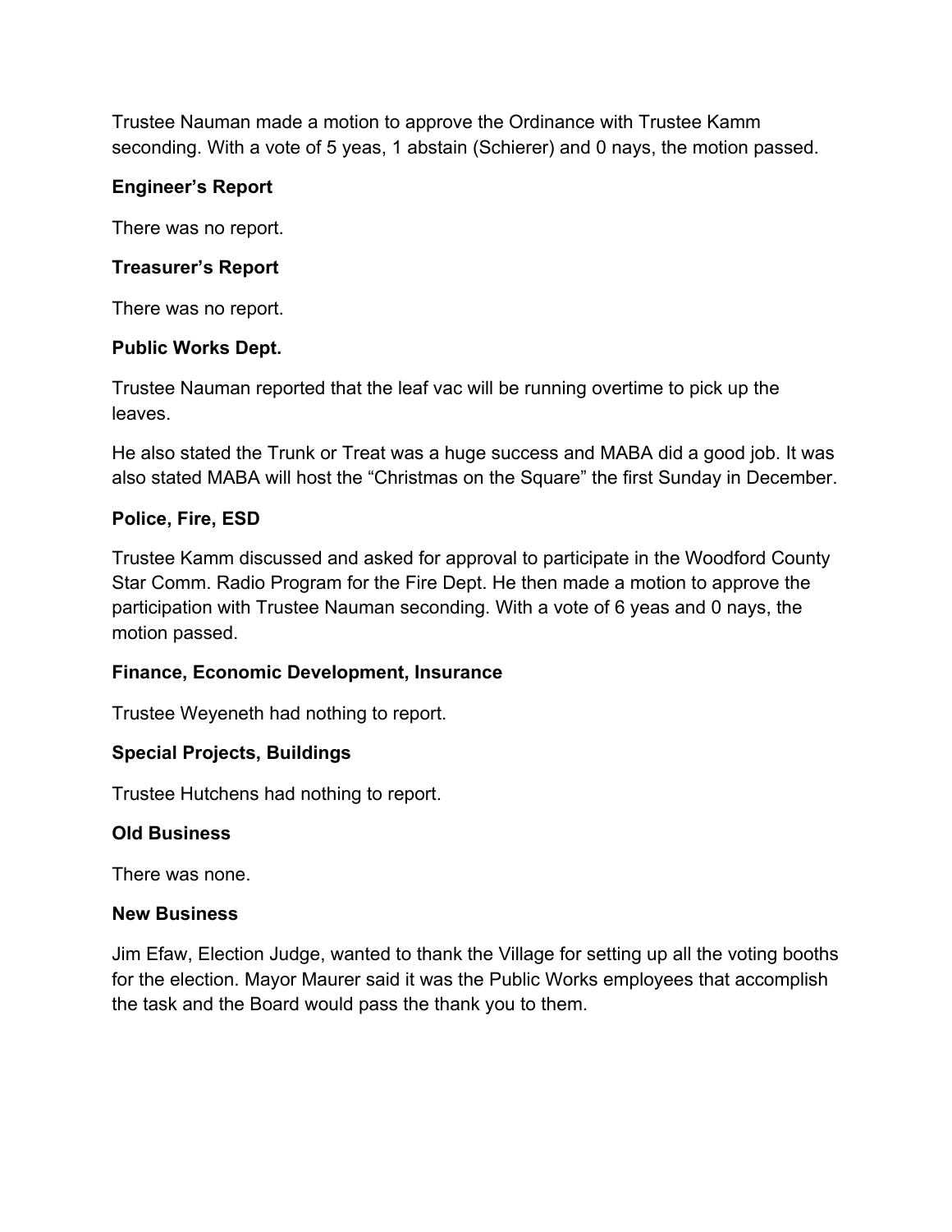Trustee Nauman made a motion to approve the Ordinance with Trustee Kamm seconding. With a vote of 5 yeas, 1 abstain (Schierer) and 0 nays, the motion passed.

**Engineer's Report**

There was no report.

**Treasurer's Report**

There was no report.

**Public Works Dept.**

Trustee Nauman reported that the leaf vac will be running overtime to pick up the leaves.

He also stated the Trunk or Treat was a huge success and MABA did a good job. It was also stated MABA will host the "Christmas on the Square" the first Sunday in December.

**Police, Fire, ESD**

Trustee Kamm discussed and asked for approval to participate in the Woodford County Star Comm. Radio Program for the Fire Dept. He then made a motion to approve the participation with Trustee Nauman seconding. With a vote of 6 yeas and 0 nays, the motion passed.

**Finance, Economic Development, Insurance**

Trustee Weyeneth had nothing to report.

**Special Projects, Buildings**

Trustee Hutchens had nothing to report.

**Old Business**

There was none.

**New Business**

Jim Efaw, Election Judge, wanted to thank the Village for setting up all the voting booths for the election. Mayor Maurer said it was the Public Works employees that accomplish the task and the Board would pass the thank you to them.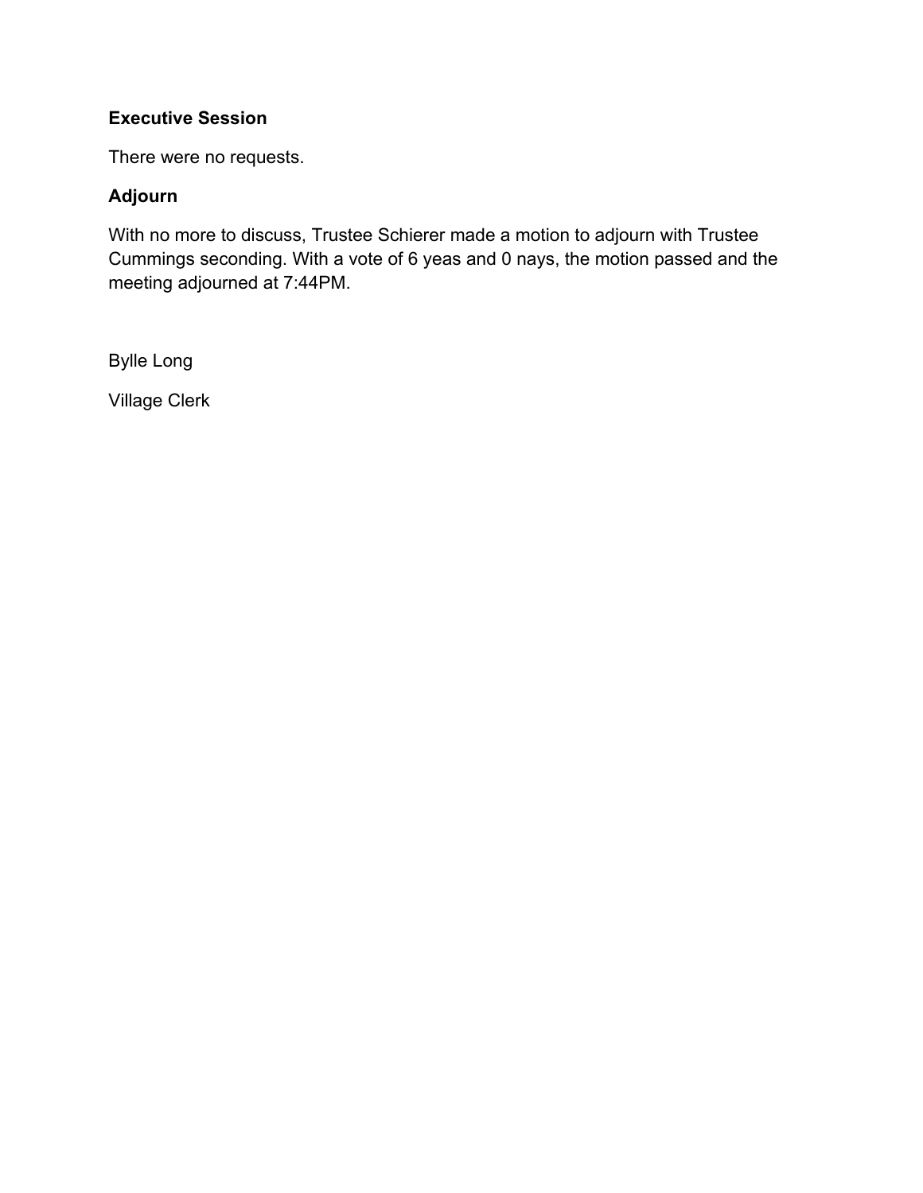**Executive Session**

There were no requests.

**Adjourn**

With no more to discuss, Trustee Schierer made a motion to adjourn with Trustee Cummings seconding. With a vote of 6 yeas and 0 nays, the motion passed and the meeting adjourned at 7:44PM.

Bylle Long

Village Clerk